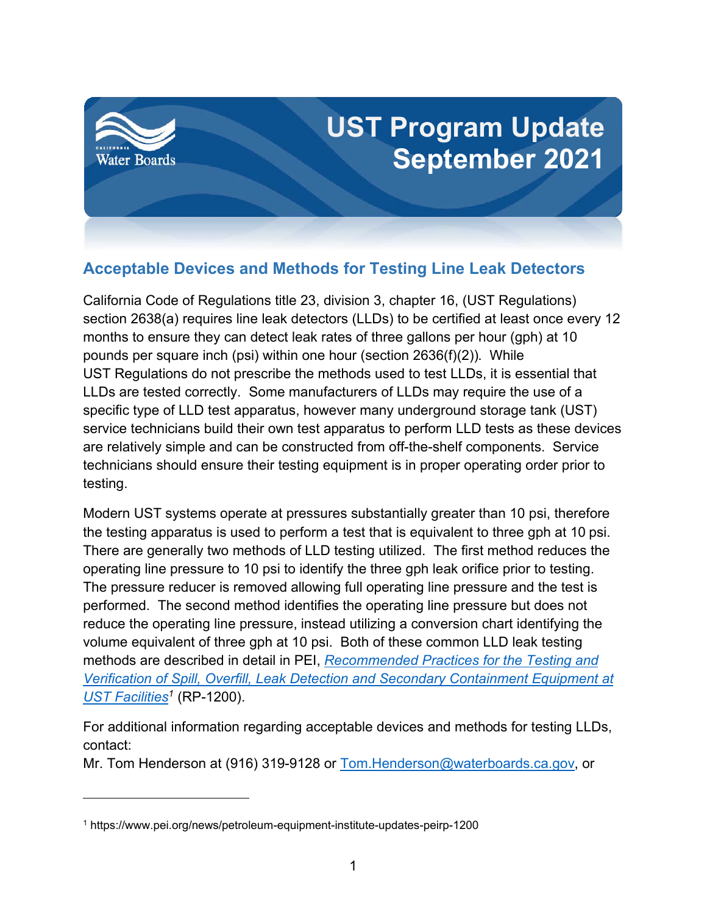# UST Program Update September 2021

## Acceptable Devices and Methods for Testing Line Leak Detectors

California Code of Regulations title 23, division 3, chapter 16, (UST Regulations) section 2638(a) requires line leak detectors (LLDs) to be certified at least once every 12 months to ensure they can detect leak rates of three gallons per hour (gph) at 10 pounds per square inch (psi) within one hour (section 2636(f)(2)). While UST Regulations do not prescribe the methods used to test LLDs, it is essential that LLDs are tested correctly. Some manufacturers of LLDs may require the use of a specific type of LLD test apparatus, however many underground storage tank (UST) service technicians build their own test apparatus to perform LLD tests as these devices are relatively simple and can be constructed from off-the-shelf components. Service technicians should ensure their testing equipment is in proper operating order prior to testing.

Modern UST systems operate at pressures substantially greater than 10 psi, therefore the testing apparatus is used to perform a test that is equivalent to three gph at 10 psi. There are generally two methods of LLD testing utilized. The first method reduces the operating line pressure to 10 psi to identify the three gph leak orifice prior to testing. The pressure reducer is removed allowing full operating line pressure and the test is performed. The second method identifies the operating line pressure but does not reduce the operating line pressure, instead utilizing a conversion chart identifying the volume equivalent of three gph at 10 psi. Both of these common LLD leak testing methods are described in detail in PEI, *Recommended Practices for the Testing and Verification of Spill, Overfill, Leak Detection and Secondary Containment Equipment at UST Facilities*[1] (RP-1200).

For additional information regarding acceptable devices and methods for testing LLDs, contact:
Mr. Tom Henderson at (916) 319-9128 or Tom.Henderson@waterboards.ca.gov, or

---

[1] https://www.pei.org/news/petroleum-equipment-institute-updates-peirp-1200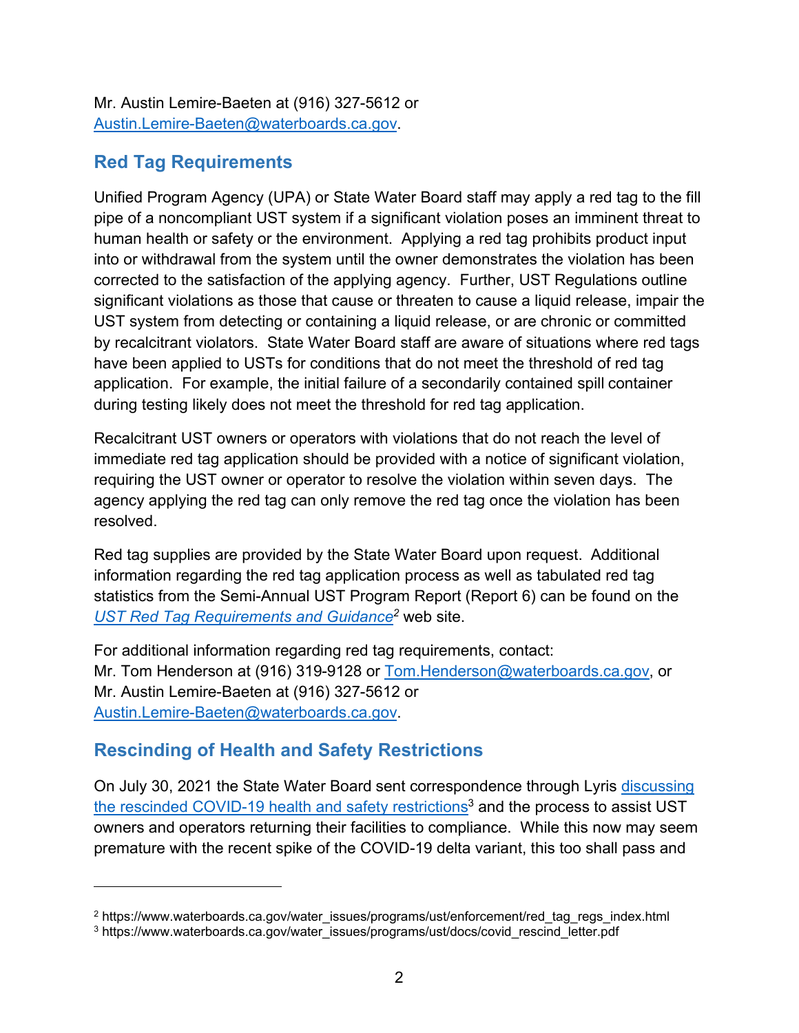Mr. Austin Lemire-Baeten at (916) 327-5612 or
Austin.Lemire-Baeten@waterboards.ca.gov.

## Red Tag Requirements

Unified Program Agency (UPA) or State Water Board staff may apply a red tag to the fill pipe of a noncompliant UST system if a significant violation poses an imminent threat to human health or safety or the environment. Applying a red tag prohibits product input into or withdrawal from the system until the owner demonstrates the violation has been corrected to the satisfaction of the applying agency. Further, UST Regulations outline significant violations as those that cause or threaten to cause a liquid release, impair the UST system from detecting or containing a liquid release, or are chronic or committed by recalcitrant violators. State Water Board staff are aware of situations where red tags have been applied to USTs for conditions that do not meet the threshold of red tag application. For example, the initial failure of a secondarily contained spill container during testing likely does not meet the threshold for red tag application.

Recalcitrant UST owners or operators with violations that do not reach the level of immediate red tag application should be provided with a notice of significant violation, requiring the UST owner or operator to resolve the violation within seven days. The agency applying the red tag can only remove the red tag once the violation has been resolved.

Red tag supplies are provided by the State Water Board upon request. Additional information regarding the red tag application process as well as tabulated red tag statistics from the Semi-Annual UST Program Report (Report 6) can be found on the *UST Red Tag Requirements and Guidance*[2] web site.

For additional information regarding red tag requirements, contact:
Mr. Tom Henderson at (916) 319-9128 or Tom.Henderson@waterboards.ca.gov, or
Mr. Austin Lemire-Baeten at (916) 327-5612 or
Austin.Lemire-Baeten@waterboards.ca.gov.

## Rescinding of Health and Safety Restrictions

On July 30, 2021 the State Water Board sent correspondence through Lyris discussing the rescinded COVID-19 health and safety restrictions[3] and the process to assist UST owners and operators returning their facilities to compliance. While this now may seem premature with the recent spike of the COVID-19 delta variant, this too shall pass and

---

[2] https://www.waterboards.ca.gov/water_issues/programs/ust/enforcement/red_tag_regs_index.html
[3] https://www.waterboards.ca.gov/water_issues/programs/ust/docs/covid_rescind_letter.pdf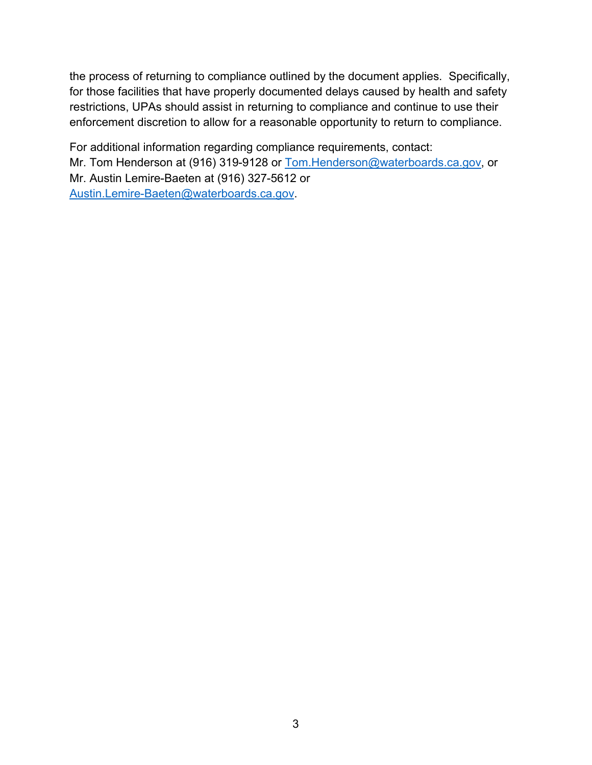the process of returning to compliance outlined by the document applies. Specifically, for those facilities that have properly documented delays caused by health and safety restrictions, UPAs should assist in returning to compliance and continue to use their enforcement discretion to allow for a reasonable opportunity to return to compliance.

For additional information regarding compliance requirements, contact:
Mr. Tom Henderson at (916) 319-9128 or [Tom.Henderson@waterboards.ca.gov](mailto:Tom.Henderson@waterboards.ca.gov), or
Mr. Austin Lemire-Baeten at (916) 327-5612 or
[Austin.Lemire-Baeten@waterboards.ca.gov](mailto:Austin.Lemire-Baeten@waterboards.ca.gov).